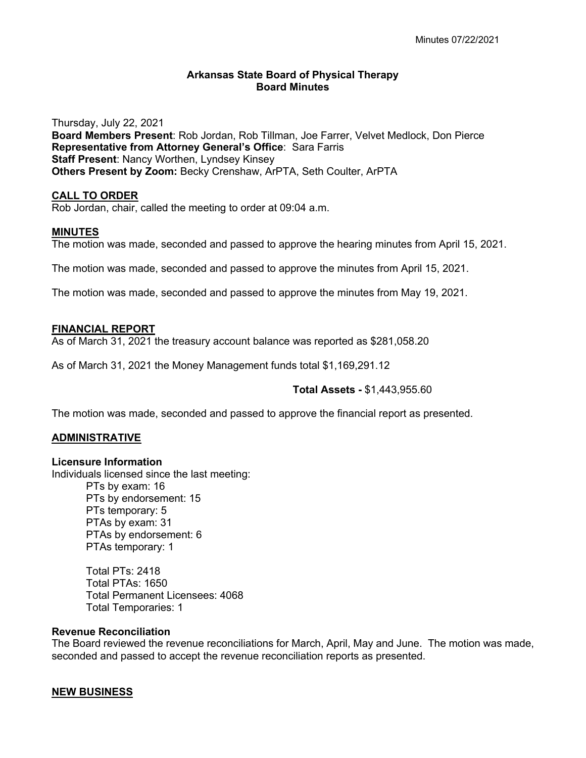# Arkansas State Board of Physical Therapy
## Board Minutes

Thursday, July 22, 2021
**Board Members Present**: Rob Jordan, Rob Tillman, Joe Farrer, Velvet Medlock, Don Pierce
**Representative from Attorney General's Office**: Sara Farris
**Staff Present**: Nancy Worthen, Lyndsey Kinsey
**Others Present by Zoom:** Becky Crenshaw, ArPTA, Seth Coulter, ArPTA

### CALL TO ORDER

Rob Jordan, chair, called the meeting to order at 09:04 a.m.

### MINUTES

The motion was made, seconded and passed to approve the hearing minutes from April 15, 2021.

The motion was made, seconded and passed to approve the minutes from April 15, 2021.

The motion was made, seconded and passed to approve the minutes from May 19, 2021.

### FINANCIAL REPORT

As of March 31, 2021 the treasury account balance was reported as $281,058.20

As of March 31, 2021 the Money Management funds total $1,169,291.12

**Total Assets -** $1,443,955.60

The motion was made, seconded and passed to approve the financial report as presented.

### ADMINISTRATIVE

**Licensure Information**

Individuals licensed since the last meeting:

PTs by exam: 16
PTs by endorsement: 15
PTs temporary: 5
PTAs by exam: 31
PTAs by endorsement: 6
PTAs temporary: 1

Total PTs: 2418
Total PTAs: 1650
Total Permanent Licensees: 4068
Total Temporaries: 1

**Revenue Reconciliation**

The Board reviewed the revenue reconciliations for March, April, May and June. The motion was made, seconded and passed to accept the revenue reconciliation reports as presented.

### NEW BUSINESS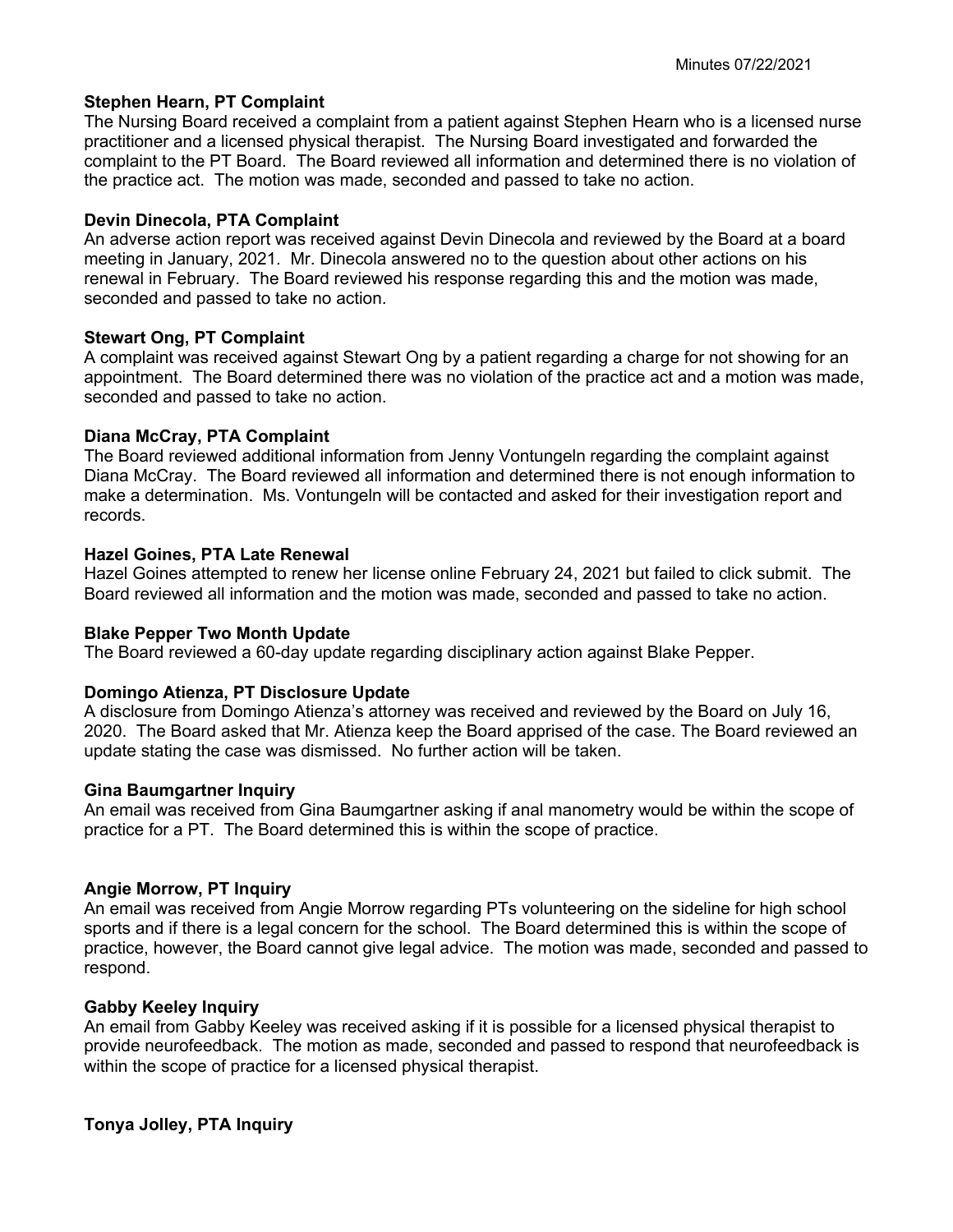**Stephen Hearn, PT Complaint**

The Nursing Board received a complaint from a patient against Stephen Hearn who is a licensed nurse practitioner and a licensed physical therapist. The Nursing Board investigated and forwarded the complaint to the PT Board. The Board reviewed all information and determined there is no violation of the practice act. The motion was made, seconded and passed to take no action.

**Devin Dinecola, PTA Complaint**

An adverse action report was received against Devin Dinecola and reviewed by the Board at a board meeting in January, 2021. Mr. Dinecola answered no to the question about other actions on his renewal in February. The Board reviewed his response regarding this and the motion was made, seconded and passed to take no action.

**Stewart Ong, PT Complaint**

A complaint was received against Stewart Ong by a patient regarding a charge for not showing for an appointment. The Board determined there was no violation of the practice act and a motion was made, seconded and passed to take no action.

**Diana McCray, PTA Complaint**

The Board reviewed additional information from Jenny Vontungeln regarding the complaint against Diana McCray. The Board reviewed all information and determined there is not enough information to make a determination. Ms. Vontungeln will be contacted and asked for their investigation report and records.

**Hazel Goines, PTA Late Renewal**

Hazel Goines attempted to renew her license online February 24, 2021 but failed to click submit. The Board reviewed all information and the motion was made, seconded and passed to take no action.

**Blake Pepper Two Month Update**

The Board reviewed a 60-day update regarding disciplinary action against Blake Pepper.

**Domingo Atienza, PT Disclosure Update**

A disclosure from Domingo Atienza's attorney was received and reviewed by the Board on July 16, 2020. The Board asked that Mr. Atienza keep the Board apprised of the case. The Board reviewed an update stating the case was dismissed. No further action will be taken.

**Gina Baumgartner Inquiry**

An email was received from Gina Baumgartner asking if anal manometry would be within the scope of practice for a PT. The Board determined this is within the scope of practice.

**Angie Morrow, PT Inquiry**

An email was received from Angie Morrow regarding PTs volunteering on the sideline for high school sports and if there is a legal concern for the school. The Board determined this is within the scope of practice, however, the Board cannot give legal advice. The motion was made, seconded and passed to respond.

**Gabby Keeley Inquiry**

An email from Gabby Keeley was received asking if it is possible for a licensed physical therapist to provide neurofeedback. The motion as made, seconded and passed to respond that neurofeedback is within the scope of practice for a licensed physical therapist.

**Tonya Jolley, PTA Inquiry**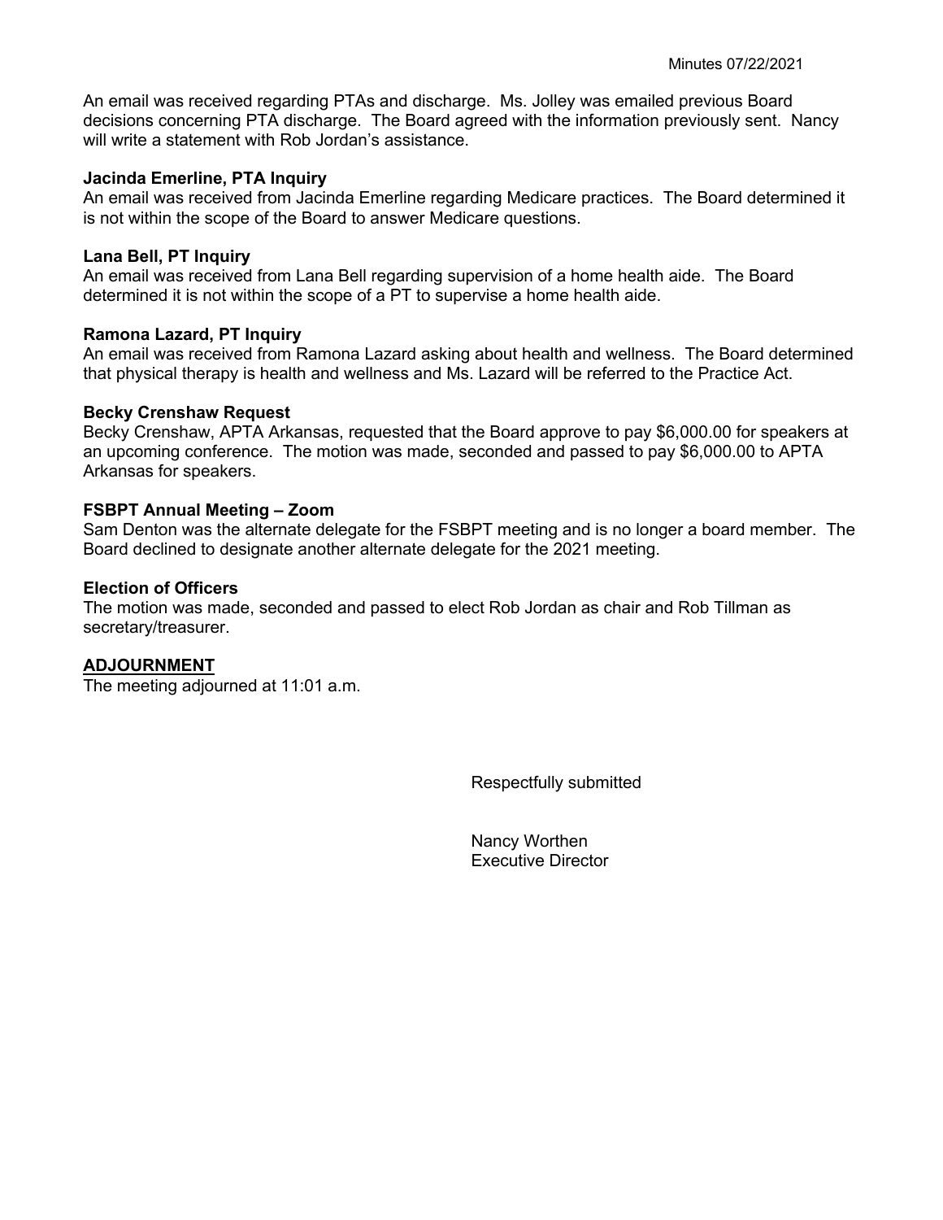An email was received regarding PTAs and discharge. Ms. Jolley was emailed previous Board decisions concerning PTA discharge. The Board agreed with the information previously sent. Nancy will write a statement with Rob Jordan's assistance.

**Jacinda Emerline, PTA Inquiry**
An email was received from Jacinda Emerline regarding Medicare practices. The Board determined it is not within the scope of the Board to answer Medicare questions.

**Lana Bell, PT Inquiry**
An email was received from Lana Bell regarding supervision of a home health aide. The Board determined it is not within the scope of a PT to supervise a home health aide.

**Ramona Lazard, PT Inquiry**
An email was received from Ramona Lazard asking about health and wellness. The Board determined that physical therapy is health and wellness and Ms. Lazard will be referred to the Practice Act.

**Becky Crenshaw Request**
Becky Crenshaw, APTA Arkansas, requested that the Board approve to pay $6,000.00 for speakers at an upcoming conference. The motion was made, seconded and passed to pay $6,000.00 to APTA Arkansas for speakers.

**FSBPT Annual Meeting – Zoom**
Sam Denton was the alternate delegate for the FSBPT meeting and is no longer a board member. The Board declined to designate another alternate delegate for the 2021 meeting.

**Election of Officers**
The motion was made, seconded and passed to elect Rob Jordan as chair and Rob Tillman as secretary/treasurer.

**<u>ADJOURNMENT</u>**
The meeting adjourned at 11:01 a.m.

Respectfully submitted

Nancy Worthen
Executive Director